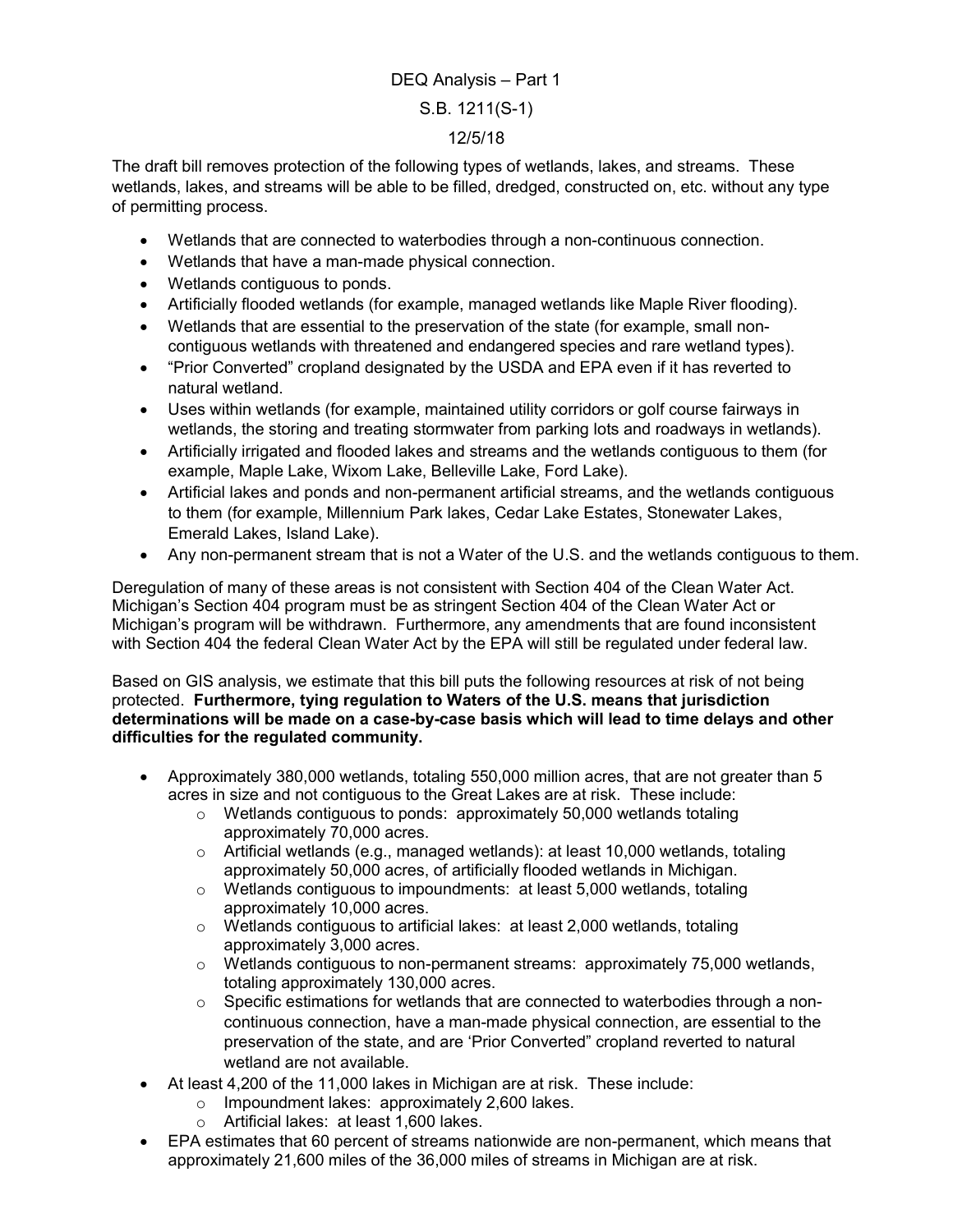DEQ Analysis – Part 1

S.B. 1211(S-1)

12/5/18

The draft bill removes protection of the following types of wetlands, lakes, and streams. These wetlands, lakes, and streams will be able to be filled, dredged, constructed on, etc. without any type of permitting process.

- Wetlands that are connected to waterbodies through a non-continuous connection.
- Wetlands that have a man-made physical connection.
- Wetlands contiguous to ponds.
- Artificially flooded wetlands (for example, managed wetlands like Maple River flooding).
- Wetlands that are essential to the preservation of the state (for example, small non-contiguous wetlands with threatened and endangered species and rare wetland types).
- "Prior Converted" cropland designated by the USDA and EPA even if it has reverted to natural wetland.
- Uses within wetlands (for example, maintained utility corridors or golf course fairways in wetlands, the storing and treating stormwater from parking lots and roadways in wetlands).
- Artificially irrigated and flooded lakes and streams and the wetlands contiguous to them (for example, Maple Lake, Wixom Lake, Belleville Lake, Ford Lake).
- Artificial lakes and ponds and non-permanent artificial streams, and the wetlands contiguous to them (for example, Millennium Park lakes, Cedar Lake Estates, Stonewater Lakes, Emerald Lakes, Island Lake).
- Any non-permanent stream that is not a Water of the U.S. and the wetlands contiguous to them.

Deregulation of many of these areas is not consistent with Section 404 of the Clean Water Act. Michigan's Section 404 program must be as stringent Section 404 of the Clean Water Act or Michigan's program will be withdrawn. Furthermore, any amendments that are found inconsistent with Section 404 the federal Clean Water Act by the EPA will still be regulated under federal law.

Based on GIS analysis, we estimate that this bill puts the following resources at risk of not being protected. **Furthermore, tying regulation to Waters of the U.S. means that jurisdiction determinations will be made on a case-by-case basis which will lead to time delays and other difficulties for the regulated community.**

- Approximately 380,000 wetlands, totaling 550,000 million acres, that are not greater than 5 acres in size and not contiguous to the Great Lakes are at risk. These include:
  - Wetlands contiguous to ponds: approximately 50,000 wetlands totaling approximately 70,000 acres.
  - Artificial wetlands (e.g., managed wetlands): at least 10,000 wetlands, totaling approximately 50,000 acres, of artificially flooded wetlands in Michigan.
  - Wetlands contiguous to impoundments: at least 5,000 wetlands, totaling approximately 10,000 acres.
  - Wetlands contiguous to artificial lakes: at least 2,000 wetlands, totaling approximately 3,000 acres.
  - Wetlands contiguous to non-permanent streams: approximately 75,000 wetlands, totaling approximately 130,000 acres.
  - Specific estimations for wetlands that are connected to waterbodies through a non-continuous connection, have a man-made physical connection, are essential to the preservation of the state, and are 'Prior Converted" cropland reverted to natural wetland are not available.
- At least 4,200 of the 11,000 lakes in Michigan are at risk. These include:
  - Impoundment lakes: approximately 2,600 lakes.
  - Artificial lakes: at least 1,600 lakes.
- EPA estimates that 60 percent of streams nationwide are non-permanent, which means that approximately 21,600 miles of the 36,000 miles of streams in Michigan are at risk.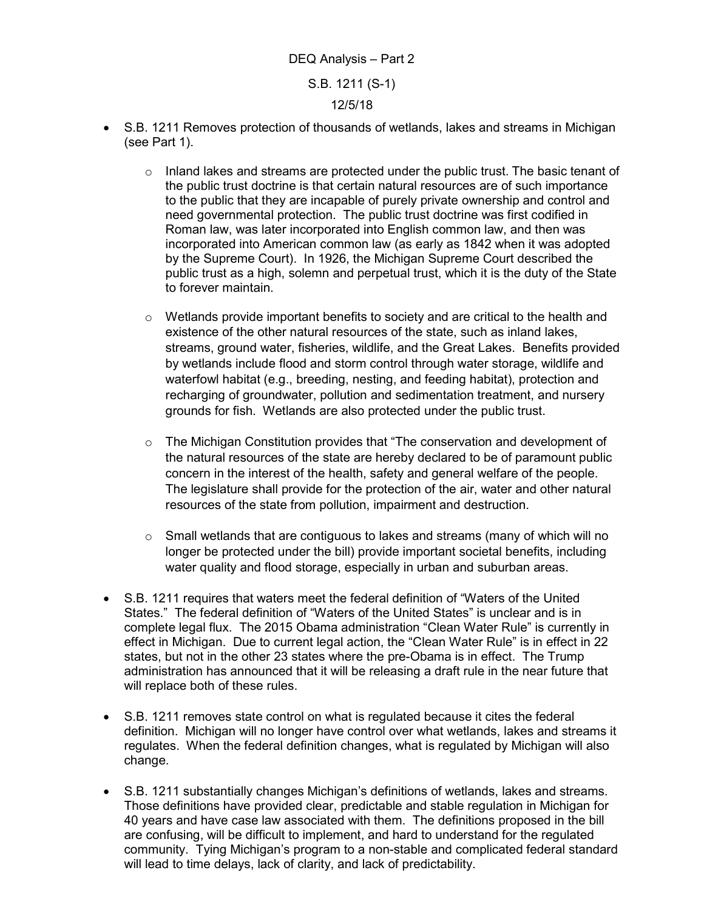DEQ Analysis – Part 2

S.B. 1211 (S-1)

12/5/18

- S.B. 1211 Removes protection of thousands of wetlands, lakes and streams in Michigan (see Part 1).
    - Inland lakes and streams are protected under the public trust. The basic tenant of the public trust doctrine is that certain natural resources are of such importance to the public that they are incapable of purely private ownership and control and need governmental protection. The public trust doctrine was first codified in Roman law, was later incorporated into English common law, and then was incorporated into American common law (as early as 1842 when it was adopted by the Supreme Court). In 1926, the Michigan Supreme Court described the public trust as a high, solemn and perpetual trust, which it is the duty of the State to forever maintain.
    - Wetlands provide important benefits to society and are critical to the health and existence of the other natural resources of the state, such as inland lakes, streams, ground water, fisheries, wildlife, and the Great Lakes. Benefits provided by wetlands include flood and storm control through water storage, wildlife and waterfowl habitat (e.g., breeding, nesting, and feeding habitat), protection and recharging of groundwater, pollution and sedimentation treatment, and nursery grounds for fish. Wetlands are also protected under the public trust.
    - The Michigan Constitution provides that "The conservation and development of the natural resources of the state are hereby declared to be of paramount public concern in the interest of the health, safety and general welfare of the people. The legislature shall provide for the protection of the air, water and other natural resources of the state from pollution, impairment and destruction.
    - Small wetlands that are contiguous to lakes and streams (many of which will no longer be protected under the bill) provide important societal benefits, including water quality and flood storage, especially in urban and suburban areas.
- S.B. 1211 requires that waters meet the federal definition of "Waters of the United States." The federal definition of "Waters of the United States" is unclear and is in complete legal flux. The 2015 Obama administration "Clean Water Rule" is currently in effect in Michigan. Due to current legal action, the "Clean Water Rule" is in effect in 22 states, but not in the other 23 states where the pre-Obama is in effect. The Trump administration has announced that it will be releasing a draft rule in the near future that will replace both of these rules.
- S.B. 1211 removes state control on what is regulated because it cites the federal definition. Michigan will no longer have control over what wetlands, lakes and streams it regulates. When the federal definition changes, what is regulated by Michigan will also change.
- S.B. 1211 substantially changes Michigan's definitions of wetlands, lakes and streams. Those definitions have provided clear, predictable and stable regulation in Michigan for 40 years and have case law associated with them. The definitions proposed in the bill are confusing, will be difficult to implement, and hard to understand for the regulated community. Tying Michigan's program to a non-stable and complicated federal standard will lead to time delays, lack of clarity, and lack of predictability.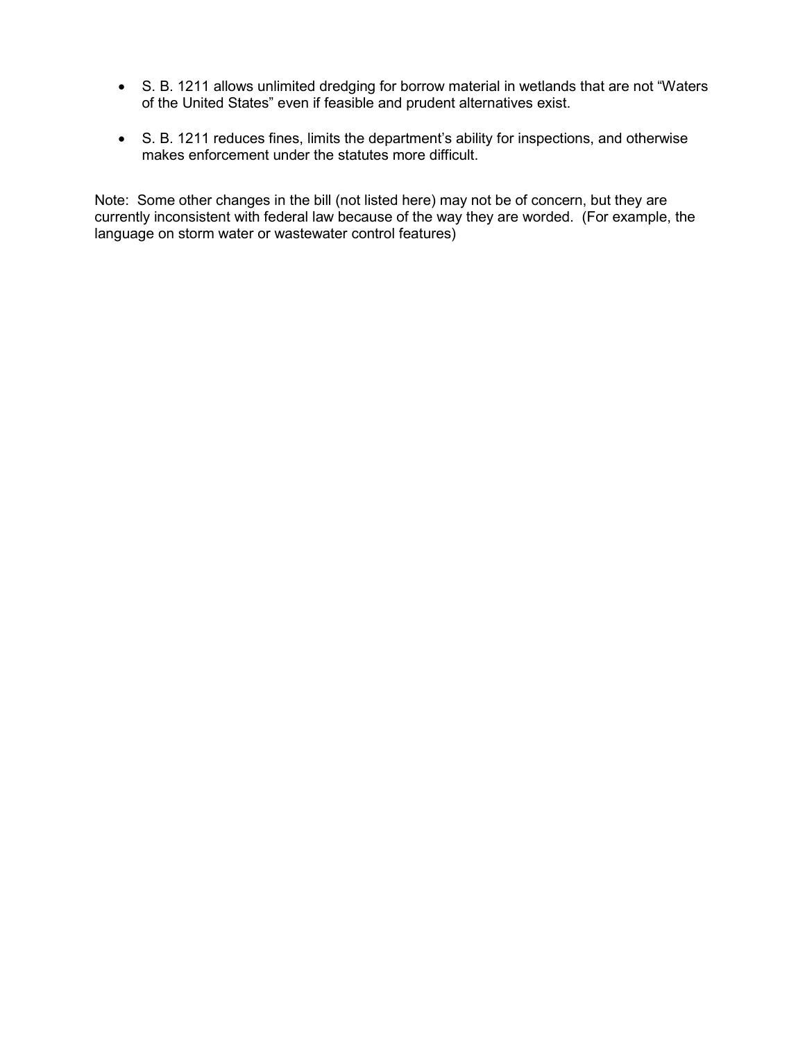- S. B. 1211 allows unlimited dredging for borrow material in wetlands that are not "Waters of the United States" even if feasible and prudent alternatives exist.

- S. B. 1211 reduces fines, limits the department's ability for inspections, and otherwise makes enforcement under the statutes more difficult.

Note: Some other changes in the bill (not listed here) may not be of concern, but they are currently inconsistent with federal law because of the way they are worded. (For example, the language on storm water or wastewater control features)